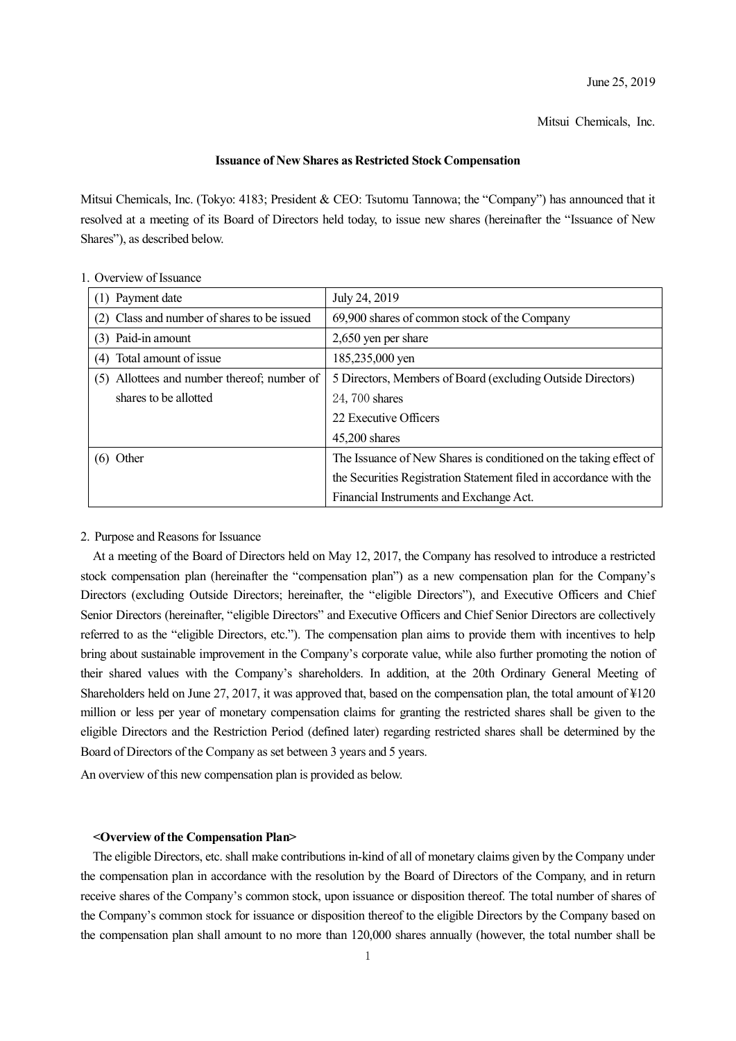June 25, 2019

Mitsui Chemicals, Inc.

**Issuance of New Shares as Restricted Stock Compensation**

Mitsui Chemicals, Inc. (Tokyo: 4183; President & CEO: Tsutomu Tannowa; the "Company") has announced that it resolved at a meeting of its Board of Directors held today, to issue new shares (hereinafter the "Issuance of New Shares"), as described below.

1. Overview of Issuance

| | |
|---|---|
| (1) Payment date | July 24, 2019 |
| (2) Class and number of shares to be issued | 69,900 shares of common stock of the Company |
| (3) Paid-in amount | 2,650 yen per share |
| (4) Total amount of issue | 185,235,000 yen |
| (5) Allottees and number thereof; number of shares to be allotted | 5 Directors, Members of Board (excluding Outside Directors)<br>24, 700 shares<br>22 Executive Officers<br>45,200 shares |
| (6) Other | The Issuance of New Shares is conditioned on the taking effect of the Securities Registration Statement filed in accordance with the Financial Instruments and Exchange Act. |

2. Purpose and Reasons for Issuance

At a meeting of the Board of Directors held on May 12, 2017, the Company has resolved to introduce a restricted stock compensation plan (hereinafter the "compensation plan") as a new compensation plan for the Company's Directors (excluding Outside Directors; hereinafter, the "eligible Directors"), and Executive Officers and Chief Senior Directors (hereinafter, "eligible Directors" and Executive Officers and Chief Senior Directors are collectively referred to as the "eligible Directors, etc."). The compensation plan aims to provide them with incentives to help bring about sustainable improvement in the Company's corporate value, while also further promoting the notion of their shared values with the Company's shareholders. In addition, at the 20th Ordinary General Meeting of Shareholders held on June 27, 2017, it was approved that, based on the compensation plan, the total amount of ¥120 million or less per year of monetary compensation claims for granting the restricted shares shall be given to the eligible Directors and the Restriction Period (defined later) regarding restricted shares shall be determined by the Board of Directors of the Company as set between 3 years and 5 years.

An overview of this new compensation plan is provided as below.

**<Overview of the Compensation Plan>**

The eligible Directors, etc. shall make contributions in-kind of all of monetary claims given by the Company under the compensation plan in accordance with the resolution by the Board of Directors of the Company, and in return receive shares of the Company's common stock, upon issuance or disposition thereof. The total number of shares of the Company's common stock for issuance or disposition thereof to the eligible Directors by the Company based on the compensation plan shall amount to no more than 120,000 shares annually (however, the total number shall be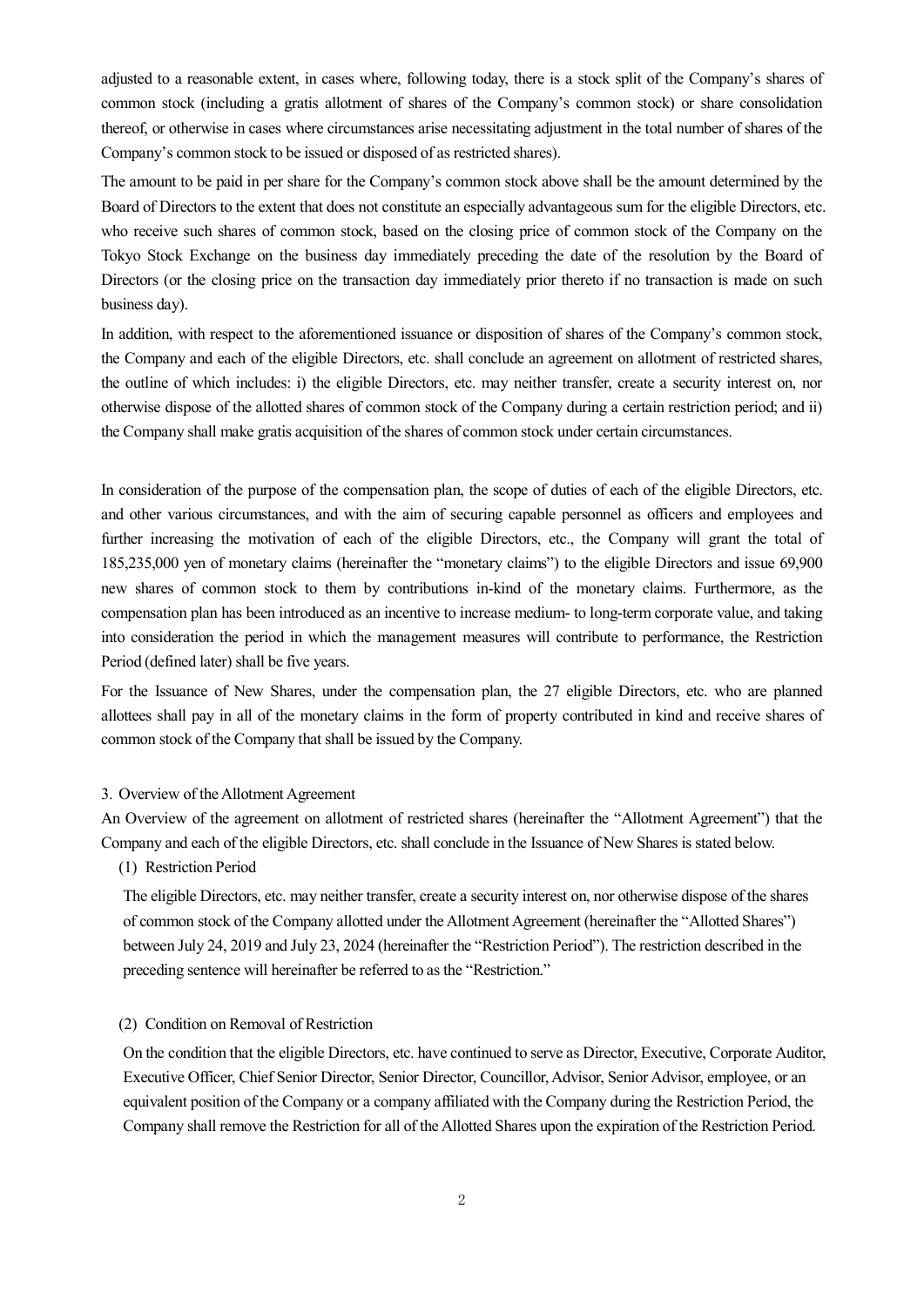adjusted to a reasonable extent, in cases where, following today, there is a stock split of the Company's shares of common stock (including a gratis allotment of shares of the Company's common stock) or share consolidation thereof, or otherwise in cases where circumstances arise necessitating adjustment in the total number of shares of the Company's common stock to be issued or disposed of as restricted shares).

The amount to be paid in per share for the Company's common stock above shall be the amount determined by the Board of Directors to the extent that does not constitute an especially advantageous sum for the eligible Directors, etc. who receive such shares of common stock, based on the closing price of common stock of the Company on the Tokyo Stock Exchange on the business day immediately preceding the date of the resolution by the Board of Directors (or the closing price on the transaction day immediately prior thereto if no transaction is made on such business day).

In addition, with respect to the aforementioned issuance or disposition of shares of the Company's common stock, the Company and each of the eligible Directors, etc. shall conclude an agreement on allotment of restricted shares, the outline of which includes: i) the eligible Directors, etc. may neither transfer, create a security interest on, nor otherwise dispose of the allotted shares of common stock of the Company during a certain restriction period; and ii) the Company shall make gratis acquisition of the shares of common stock under certain circumstances.

In consideration of the purpose of the compensation plan, the scope of duties of each of the eligible Directors, etc. and other various circumstances, and with the aim of securing capable personnel as officers and employees and further increasing the motivation of each of the eligible Directors, etc., the Company will grant the total of 185,235,000 yen of monetary claims (hereinafter the "monetary claims") to the eligible Directors and issue 69,900 new shares of common stock to them by contributions in-kind of the monetary claims. Furthermore, as the compensation plan has been introduced as an incentive to increase medium- to long-term corporate value, and taking into consideration the period in which the management measures will contribute to performance, the Restriction Period (defined later) shall be five years.

For the Issuance of New Shares, under the compensation plan, the 27 eligible Directors, etc. who are planned allottees shall pay in all of the monetary claims in the form of property contributed in kind and receive shares of common stock of the Company that shall be issued by the Company.

3. Overview of the Allotment Agreement

An Overview of the agreement on allotment of restricted shares (hereinafter the "Allotment Agreement") that the Company and each of the eligible Directors, etc. shall conclude in the Issuance of New Shares is stated below.

(1) Restriction Period

The eligible Directors, etc. may neither transfer, create a security interest on, nor otherwise dispose of the shares of common stock of the Company allotted under the Allotment Agreement (hereinafter the "Allotted Shares") between July 24, 2019 and July 23, 2024 (hereinafter the "Restriction Period"). The restriction described in the preceding sentence will hereinafter be referred to as the "Restriction."

(2) Condition on Removal of Restriction

On the condition that the eligible Directors, etc. have continued to serve as Director, Executive, Corporate Auditor, Executive Officer, Chief Senior Director, Senior Director, Councillor, Advisor, Senior Advisor, employee, or an equivalent position of the Company or a company affiliated with the Company during the Restriction Period, the Company shall remove the Restriction for all of the Allotted Shares upon the expiration of the Restriction Period.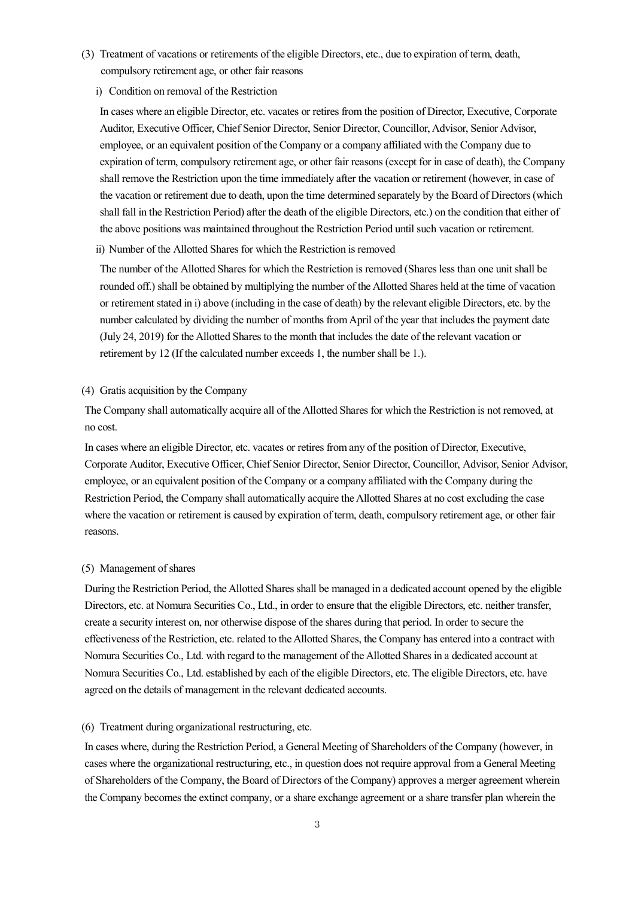(3) Treatment of vacations or retirements of the eligible Directors, etc., due to expiration of term, death, compulsory retirement age, or other fair reasons

i) Condition on removal of the Restriction

In cases where an eligible Director, etc. vacates or retires from the position of Director, Executive, Corporate Auditor, Executive Officer, Chief Senior Director, Senior Director, Councillor, Advisor, Senior Advisor, employee, or an equivalent position of the Company or a company affiliated with the Company due to expiration of term, compulsory retirement age, or other fair reasons (except for in case of death), the Company shall remove the Restriction upon the time immediately after the vacation or retirement (however, in case of the vacation or retirement due to death, upon the time determined separately by the Board of Directors (which shall fall in the Restriction Period) after the death of the eligible Directors, etc.) on the condition that either of the above positions was maintained throughout the Restriction Period until such vacation or retirement.

ii) Number of the Allotted Shares for which the Restriction is removed

The number of the Allotted Shares for which the Restriction is removed (Shares less than one unit shall be rounded off.) shall be obtained by multiplying the number of the Allotted Shares held at the time of vacation or retirement stated in i) above (including in the case of death) by the relevant eligible Directors, etc. by the number calculated by dividing the number of months from April of the year that includes the payment date (July 24, 2019) for the Allotted Shares to the month that includes the date of the relevant vacation or retirement by 12 (If the calculated number exceeds 1, the number shall be 1.).

(4) Gratis acquisition by the Company

The Company shall automatically acquire all of the Allotted Shares for which the Restriction is not removed, at no cost.

In cases where an eligible Director, etc. vacates or retires from any of the position of Director, Executive, Corporate Auditor, Executive Officer, Chief Senior Director, Senior Director, Councillor, Advisor, Senior Advisor, employee, or an equivalent position of the Company or a company affiliated with the Company during the Restriction Period, the Company shall automatically acquire the Allotted Shares at no cost excluding the case where the vacation or retirement is caused by expiration of term, death, compulsory retirement age, or other fair reasons.

(5) Management of shares

During the Restriction Period, the Allotted Shares shall be managed in a dedicated account opened by the eligible Directors, etc. at Nomura Securities Co., Ltd., in order to ensure that the eligible Directors, etc. neither transfer, create a security interest on, nor otherwise dispose of the shares during that period. In order to secure the effectiveness of the Restriction, etc. related to the Allotted Shares, the Company has entered into a contract with Nomura Securities Co., Ltd. with regard to the management of the Allotted Shares in a dedicated account at Nomura Securities Co., Ltd. established by each of the eligible Directors, etc. The eligible Directors, etc. have agreed on the details of management in the relevant dedicated accounts.

(6) Treatment during organizational restructuring, etc.

In cases where, during the Restriction Period, a General Meeting of Shareholders of the Company (however, in cases where the organizational restructuring, etc., in question does not require approval from a General Meeting of Shareholders of the Company, the Board of Directors of the Company) approves a merger agreement wherein the Company becomes the extinct company, or a share exchange agreement or a share transfer plan wherein the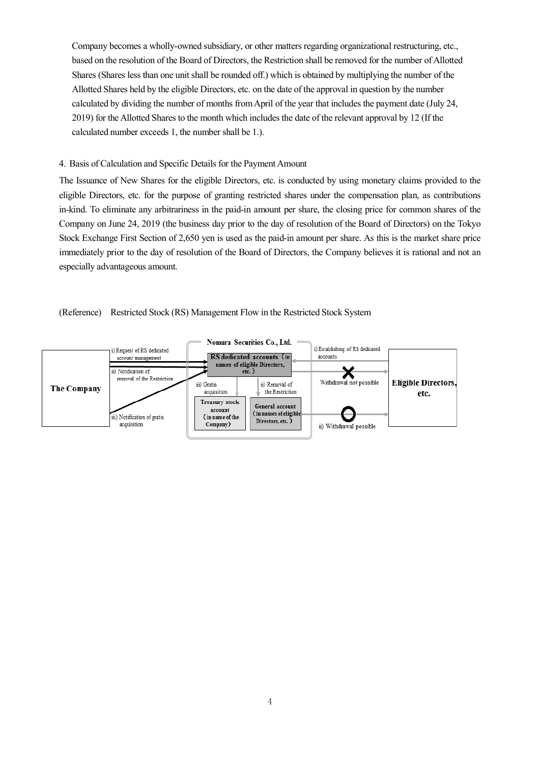Company becomes a wholly-owned subsidiary, or other matters regarding organizational restructuring, etc., based on the resolution of the Board of Directors, the Restriction shall be removed for the number of Allotted Shares (Shares less than one unit shall be rounded off.) which is obtained by multiplying the number of the Allotted Shares held by the eligible Directors, etc. on the date of the approval in question by the number calculated by dividing the number of months from April of the year that includes the payment date (July 24, 2019) for the Allotted Shares to the month which includes the date of the relevant approval by 12 (If the calculated number exceeds 1, the number shall be 1.).

4. Basis of Calculation and Specific Details for the Payment Amount

The Issuance of New Shares for the eligible Directors, etc. is conducted by using monetary claims provided to the eligible Directors, etc. for the purpose of granting restricted shares under the compensation plan, as contributions in-kind. To eliminate any arbitrariness in the paid-in amount per share, the closing price for common shares of the Company on June 24, 2019 (the business day prior to the day of resolution of the Board of Directors) on the Tokyo Stock Exchange First Section of 2,650 yen is used as the paid-in amount per share. As this is the market share price immediately prior to the day of resolution of the Board of Directors, the Company believes it is rational and not an especially advantageous amount.

(Reference) Restricted Stock (RS) Management Flow in the Restricted Stock System

The Company

i) Request of RS dedicated account management

ii) Notification of removal of the Restriction

iii) Notification of gratis acquisition

Nomura Securities Co., Ltd.

RS dedicated accounts (in names of eligible Directors, etc.)

iii) Gratis acquisition

ii) Removal of the Restriction

Treasury stock account (in name of the Company)

General account (in names of eligible Directors, etc.)

i) Establishing of RS dedicated accounts

Withdrawal not possible

ii) Withdrawal possible

Eligible Directors, etc.